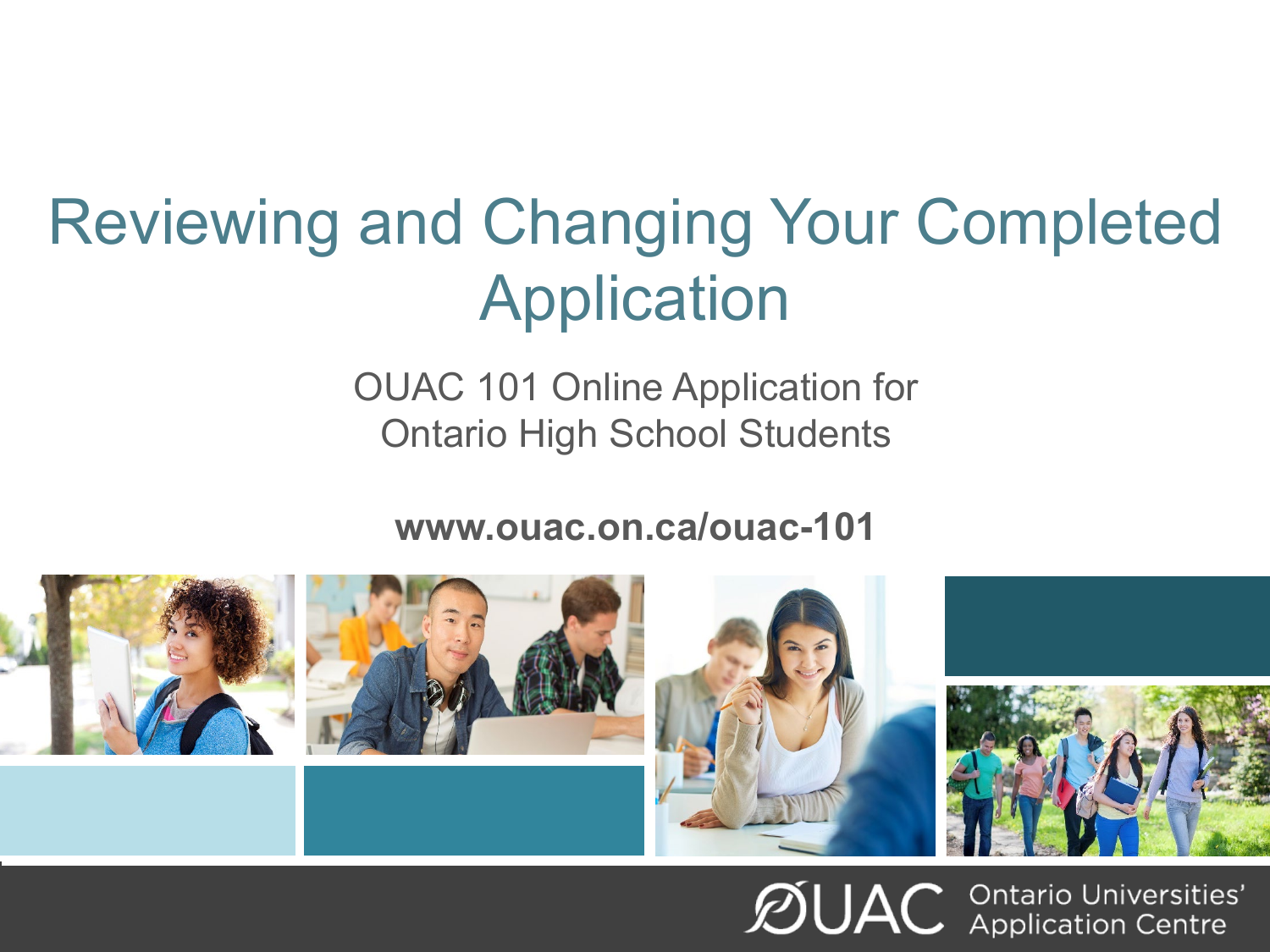# Reviewing and Changing Your Completed Application

OUAC 101 Online Application for Ontario High School Students

**www.ouac.on.ca/ouac-101**

OUAC Ontario Universities' Application Centre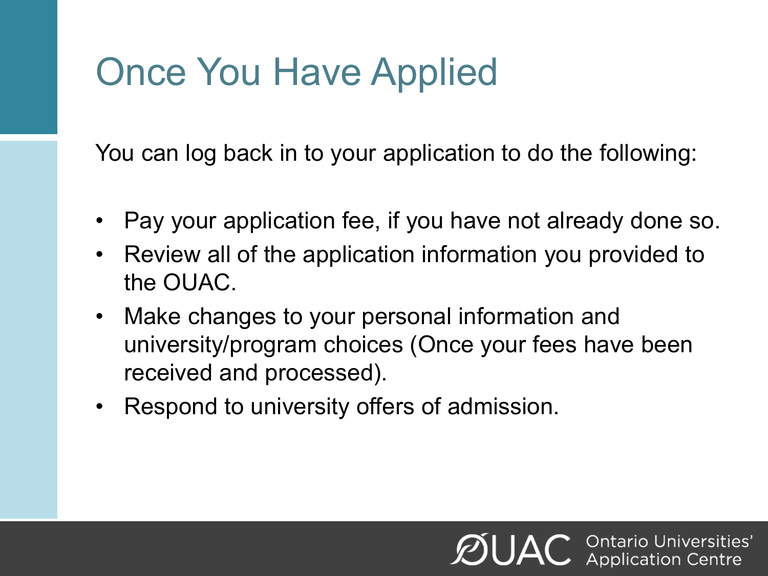# Once You Have Applied

You can log back in to your application to do the following:

- Pay your application fee, if you have not already done so.
- Review all of the application information you provided to the OUAC.
- Make changes to your personal information and university/program choices (Once your fees have been received and processed).
- Respond to university offers of admission.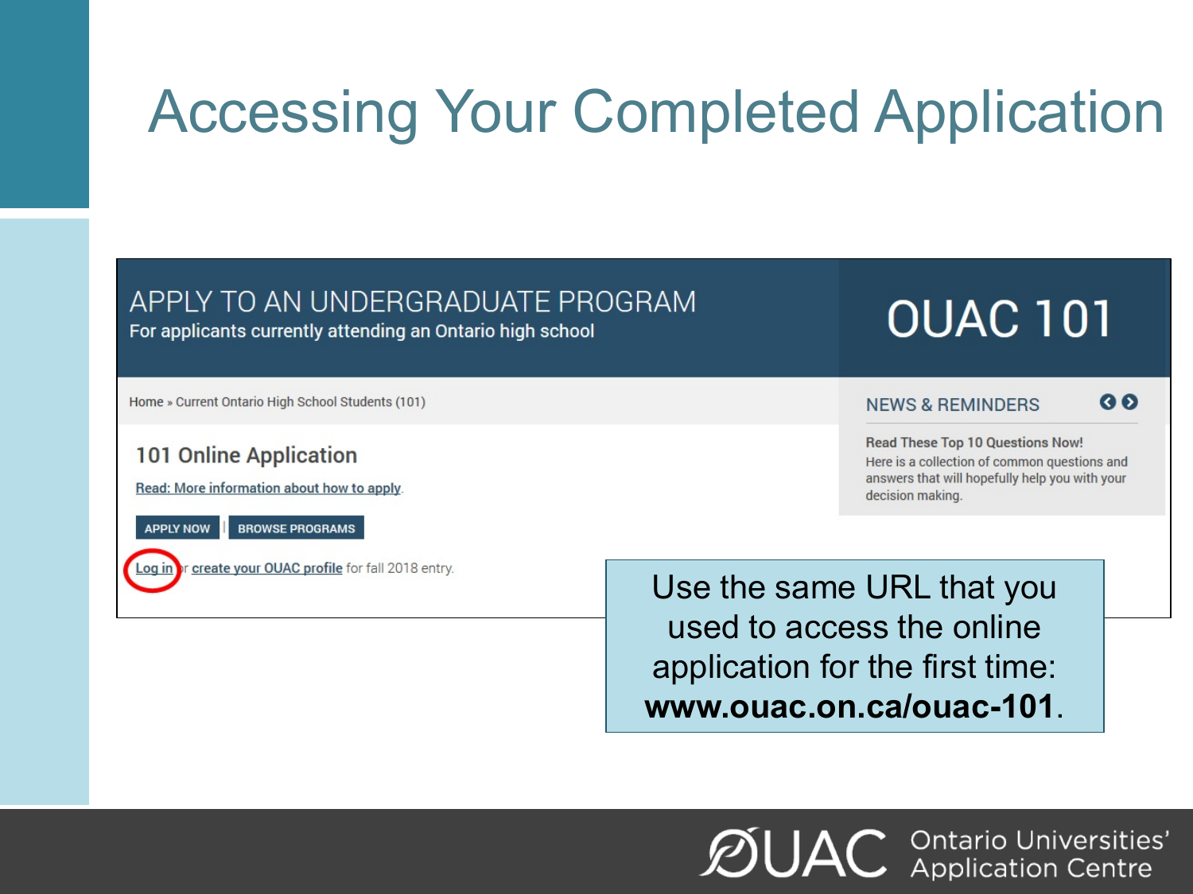# Accessing Your Completed Application

APPLY TO AN UNDERGRADUATE PROGRAM

For applicants currently attending an Ontario high school

OUAC 101

Home » Current Ontario High School Students (101)

101 Online Application

Read: More information about how to apply.

APPLY NOW | BROWSE PROGRAMS

Log in or create your OUAC profile for fall 2018 entry.

NEWS & REMINDERS

**Read These Top 10 Questions Now!**

Here is a collection of common questions and answers that will hopefully help you with your decision making.

Use the same URL that you used to access the online application for the first time: **www.ouac.on.ca/ouac-101**.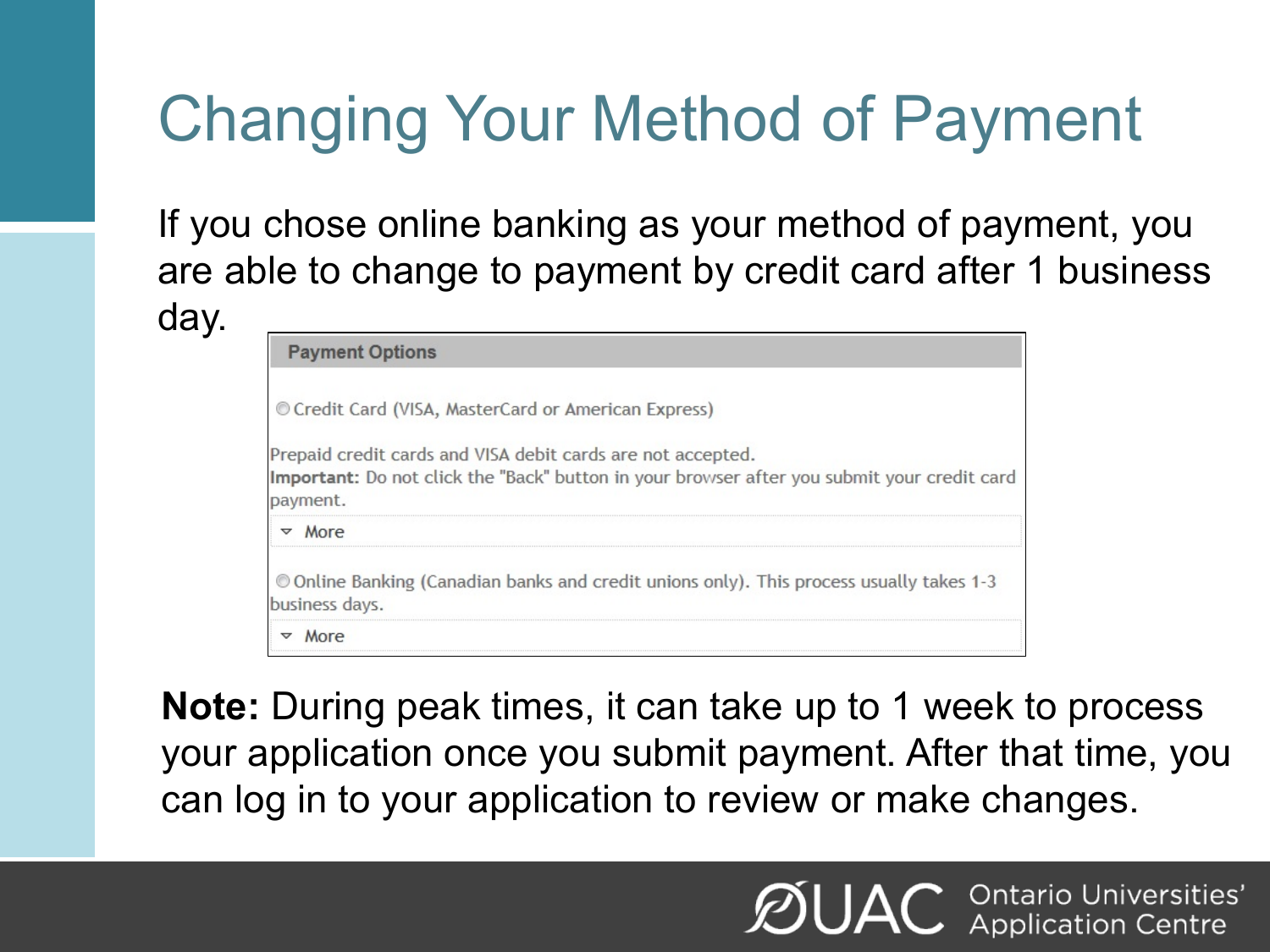# Changing Your Method of Payment

If you chose online banking as your method of payment, you are able to change to payment by credit card after 1 business day.

**Payment Options**

◎ Credit Card (VISA, MasterCard or American Express)

Prepaid credit cards and VISA debit cards are not accepted.
**Important:** Do not click the "Back" button in your browser after you submit your credit card payment.

▿ More

◎ Online Banking (Canadian banks and credit unions only). This process usually takes 1-3 business days.

▿ More

**Note:** During peak times, it can take up to 1 week to process your application once you submit payment. After that time, you can log in to your application to review or make changes.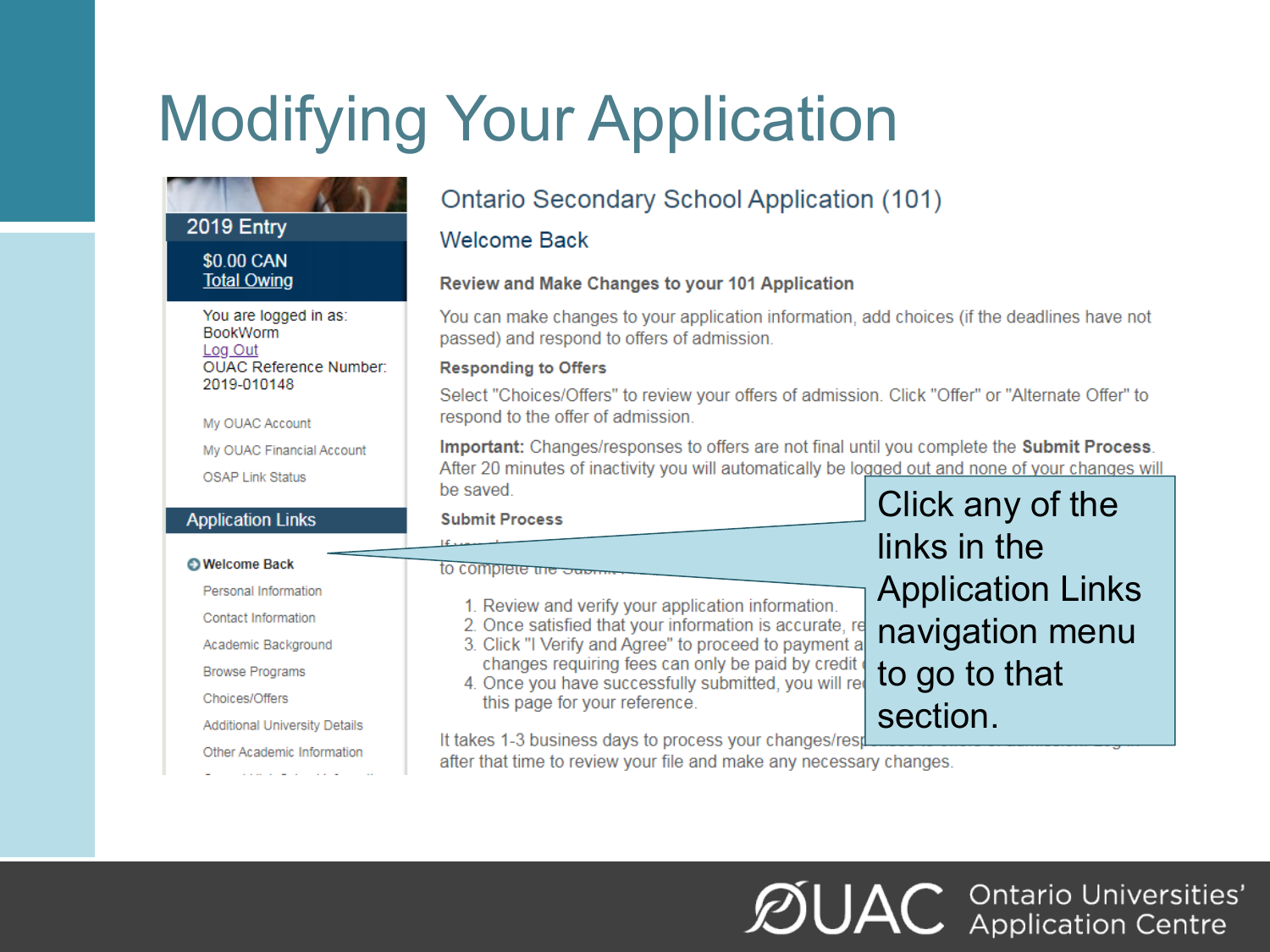# Modifying Your Application

2019 Entry

$0.00 CAN
Total Owing

You are logged in as:
BookWorm
Log Out
OUAC Reference Number:
2019-010148

My OUAC Account

My OUAC Financial Account

OSAP Link Status

**Application Links**

- **Welcome Back**
- Personal Information
- Contact Information
- Academic Background
- Browse Programs
- Choices/Offers
- Additional University Details
- Other Academic Information

## Ontario Secondary School Application (101)

### Welcome Back

**Review and Make Changes to your 101 Application**

You can make changes to your application information, add choices (if the deadlines have not passed) and respond to offers of admission.

**Responding to Offers**

Select "Choices/Offers" to review your offers of admission. Click "Offer" or "Alternate Offer" to respond to the offer of admission.

**Important:** Changes/responses to offers are not final until you complete the **Submit Process**. After 20 minutes of inactivity you will automatically be logged out and none of your changes will be saved.

**Submit Process**

If you ... to complete the Submit ...

1. Review and verify your application information.
2. Once satisfied that your information is accurate, re...
3. Click "I Verify and Agree" to proceed to payment a... changes requiring fees can only be paid by credit ...
4. Once you have successfully submitted, you will re... this page for your reference.

It takes 1-3 business days to process your changes/resp... after that time to review your file and make any necessary changes.

Click any of the links in the Application Links navigation menu to go to that section.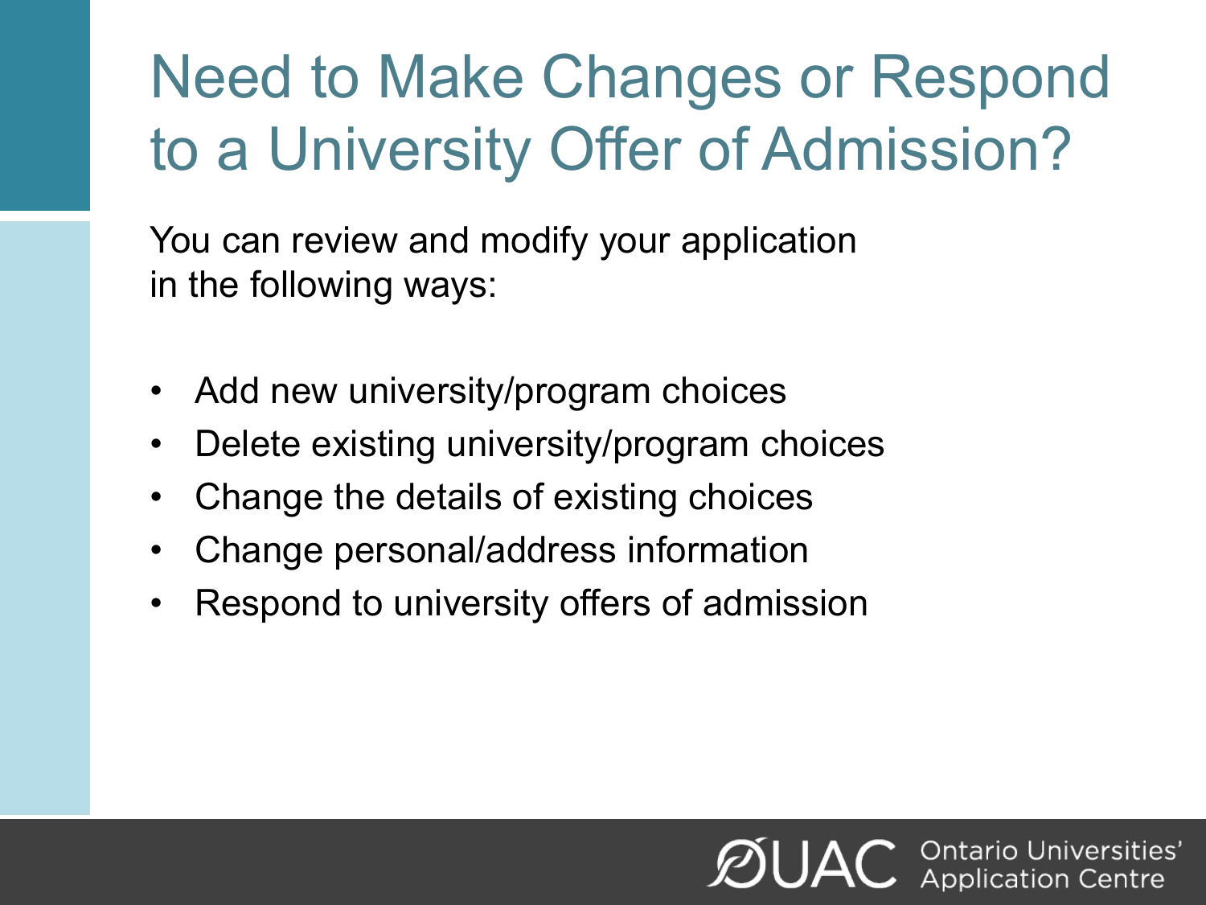# Need to Make Changes or Respond to a University Offer of Admission?

You can review and modify your application in the following ways:

- Add new university/program choices
- Delete existing university/program choices
- Change the details of existing choices
- Change personal/address information
- Respond to university offers of admission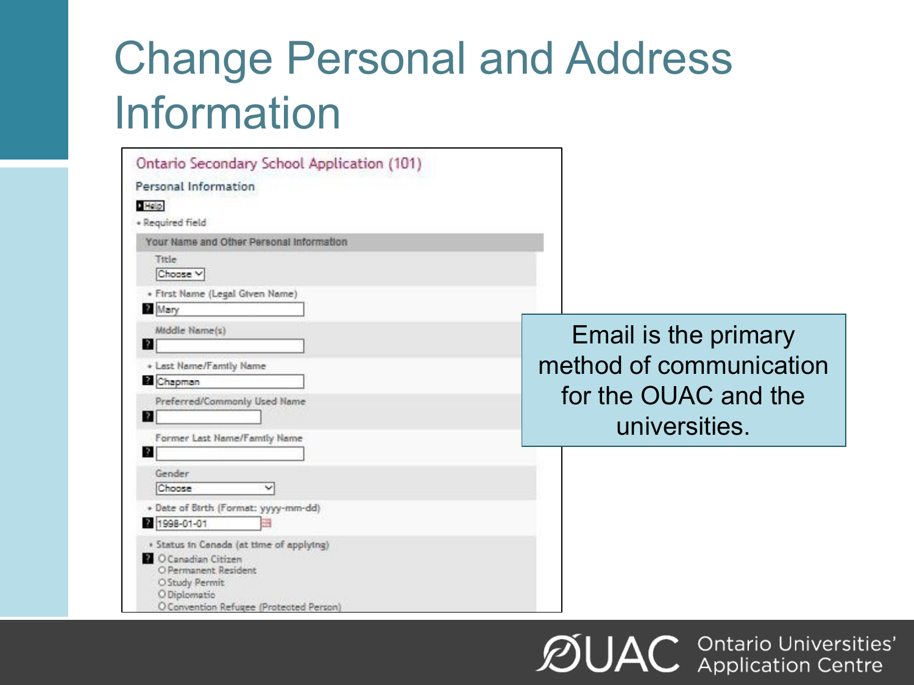# Change Personal and Address Information

Ontario Secondary School Application (101)

Personal Information

Help

• Required field

**Your Name and Other Personal Information**

Title

Choose

• First Name (Legal Given Name)

Mary

Middle Name(s)

• Last Name/Family Name

Chapman

Preferred/Commonly Used Name

Former Last Name/Family Name

Gender

Choose

• Date of Birth (Format: yyyy-mm-dd)

1998-01-01

• Status in Canada (at time of applying)

- Canadian Citizen
- Permanent Resident
- Study Permit
- Diplomatic
- Convention Refugee (Protected Person)

Email is the primary method of communication for the OUAC and the universities.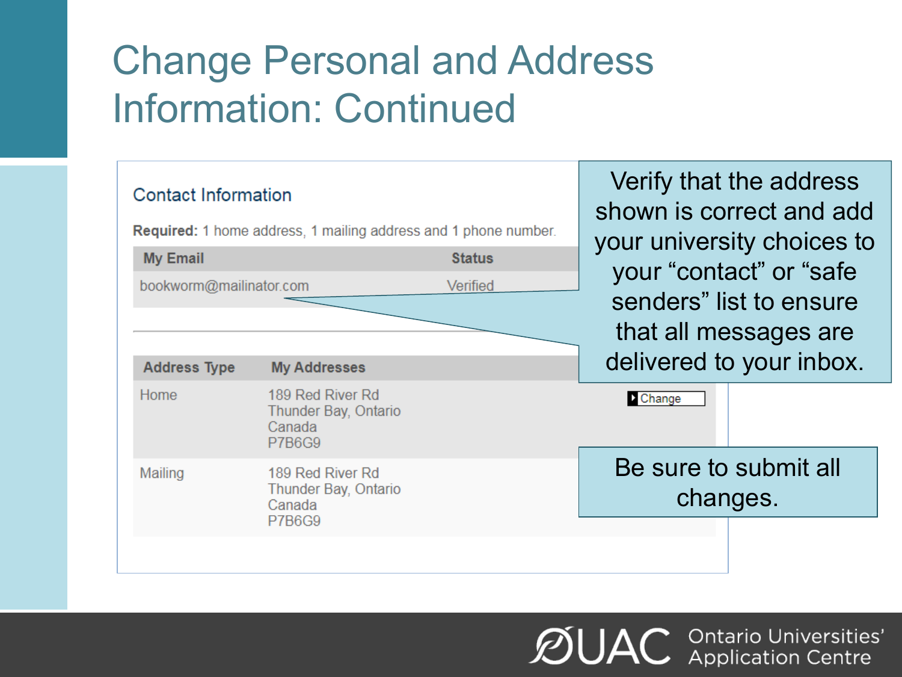# Change Personal and Address Information: Continued

### Contact Information

**Required:** 1 home address, 1 mailing address and 1 phone number.

| My Email | Status |
|---|---|
| bookworm@mailinator.com | Verified |

| Address Type | My Addresses | |
|---|---|---|
| Home | 189 Red River Rd<br>Thunder Bay, Ontario<br>Canada<br>P7B6G9 | Change |
| Mailing | 189 Red River Rd<br>Thunder Bay, Ontario<br>Canada<br>P7B6G9 | |

Verify that the address shown is correct and add your university choices to your "contact" or "safe senders" list to ensure that all messages are delivered to your inbox.

Be sure to submit all changes.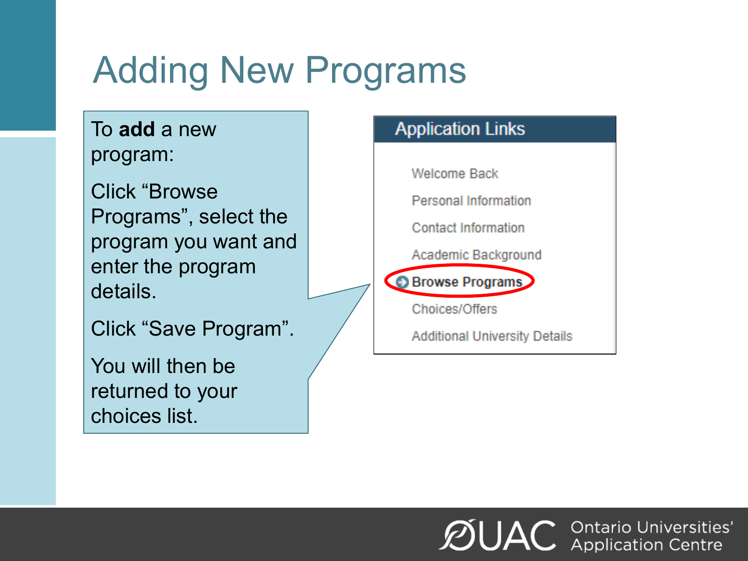# Adding New Programs

To **add** a new program:

Click "Browse Programs", select the program you want and enter the program details.

Click "Save Program".

You will then be returned to your choices list.

**Application Links**

- Welcome Back
- Personal Information
- Contact Information
- Academic Background
- **Browse Programs**
- Choices/Offers
- Additional University Details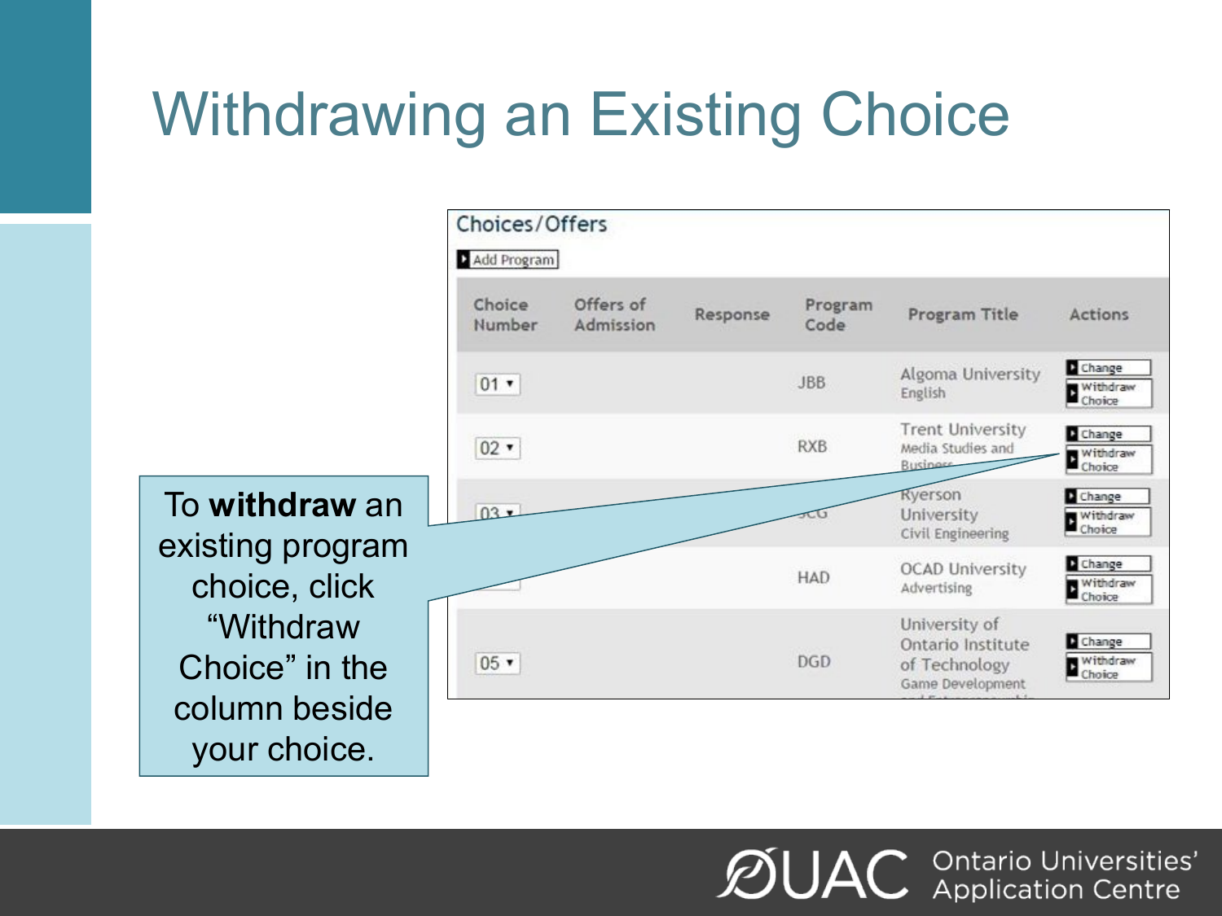# Withdrawing an Existing Choice

**Choices/Offers**

Add Program

| Choice Number | Offers of Admission | Response | Program Code | Program Title | Actions |
|---|---|---|---|---|---|
| 01 | | | JBB | Algoma University English | Change / Withdraw Choice |
| 02 | | | RXB | Trent University Media Studies and Business | Change / Withdraw Choice |
| 03 | | | SCG | Ryerson University Civil Engineering | Change / Withdraw Choice |
| | | | HAD | OCAD University Advertising | Change / Withdraw Choice |
| 05 | | | DGD | University of Ontario Institute of Technology Game Development | Change / Withdraw Choice |

To **withdraw** an existing program choice, click "Withdraw Choice" in the column beside your choice.

OUAC Ontario Universities' Application Centre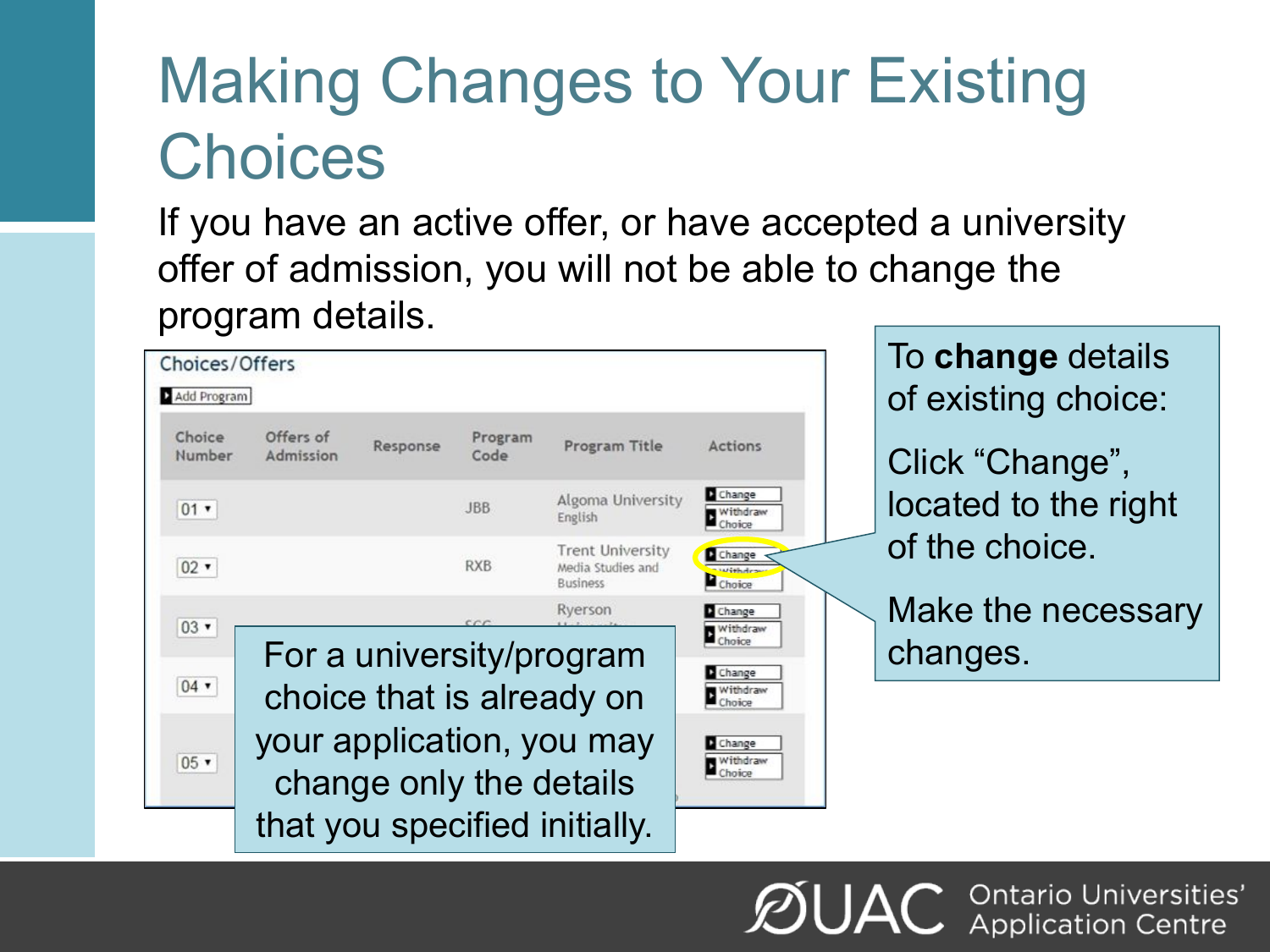# Making Changes to Your Existing Choices

If you have an active offer, or have accepted a university offer of admission, you will not be able to change the program details.

Choices/Offers

Add Program

| Choice Number | Offers of Admission | Response | Program Code | Program Title | Actions |
|---|---|---|---|---|---|
| 01 | | | JBB | Algoma University English | Change / Withdraw Choice |
| 02 | | | RXB | Trent University Media Studies and Business | Change / Withdraw Choice |
| 03 | | | | Ryerson | Change / Withdraw Choice |
| 04 | | | | | Change / Withdraw Choice |
| 05 | | | | | Change / Withdraw Choice |

For a university/program choice that is already on your application, you may change only the details that you specified initially.

To **change** details of existing choice:

Click "Change", located to the right of the choice.

Make the necessary changes.

Ontario Universities' Application Centre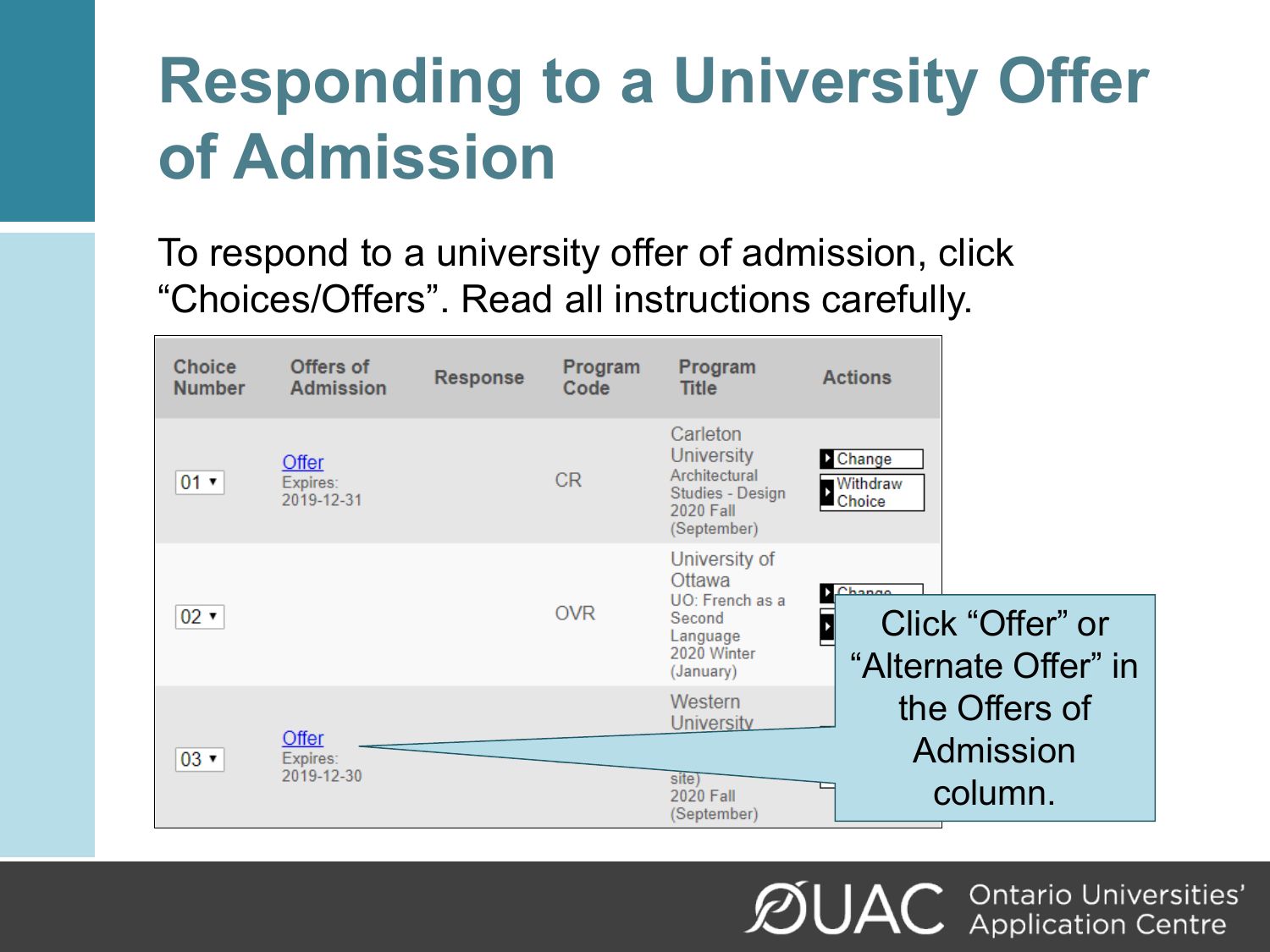# Responding to a University Offer of Admission

To respond to a university offer of admission, click "Choices/Offers". Read all instructions carefully.

| Choice Number | Offers of Admission | Response | Program Code | Program Title | Actions |
|---|---|---|---|---|---|
| 01 | Offer Expires: 2019-12-31 | | CR | Carleton University Architectural Studies - Design 2020 Fall (September) | Change / Withdraw Choice |
| 02 | | | OVR | University of Ottawa UO: French as a Second Language 2020 Winter (January) | Change |
| 03 | Offer Expires: 2019-12-30 | | | Western University ... site) 2020 Fall (September) | |

Click "Offer" or "Alternate Offer" in the Offers of Admission column.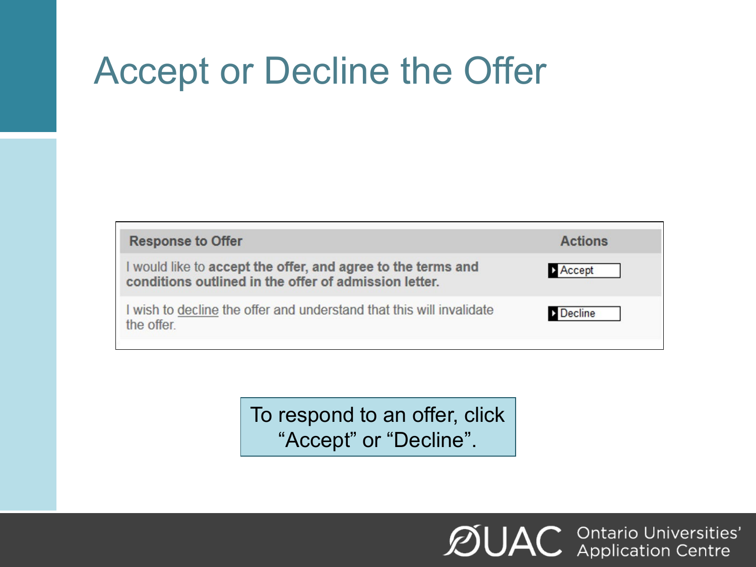# Accept or Decline the Offer

| Response to Offer | Actions |
| --- | --- |
| I would like to **accept the offer, and agree to the terms and conditions outlined in the offer of admission letter.** | Accept |
| I wish to decline the offer and understand that this will invalidate the offer. | Decline |

To respond to an offer, click "Accept" or "Decline".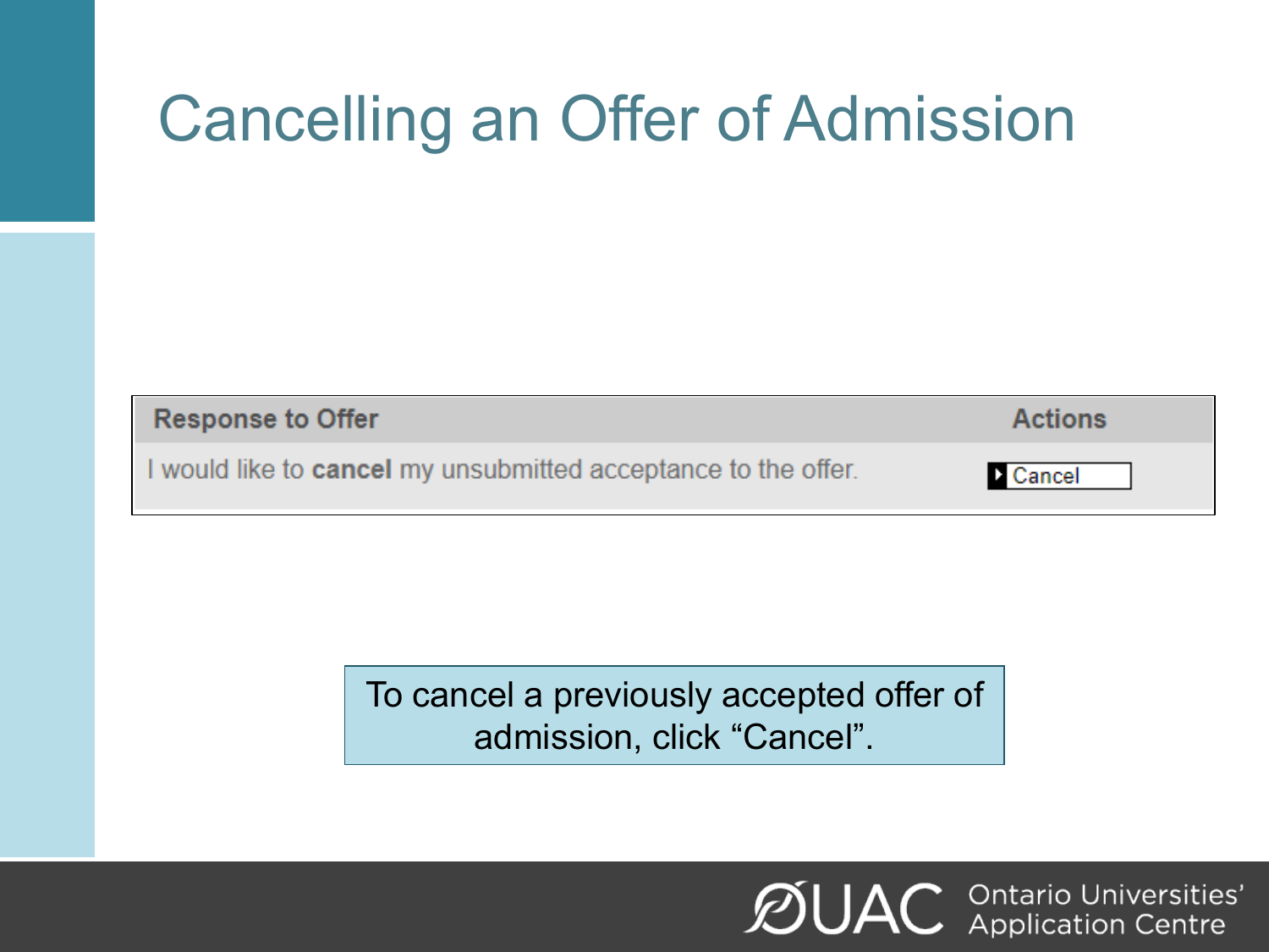# Cancelling an Offer of Admission

| Response to Offer | Actions |
|---|---|
| I would like to **cancel** my unsubmitted acceptance to the offer. | Cancel |

To cancel a previously accepted offer of admission, click “Cancel”.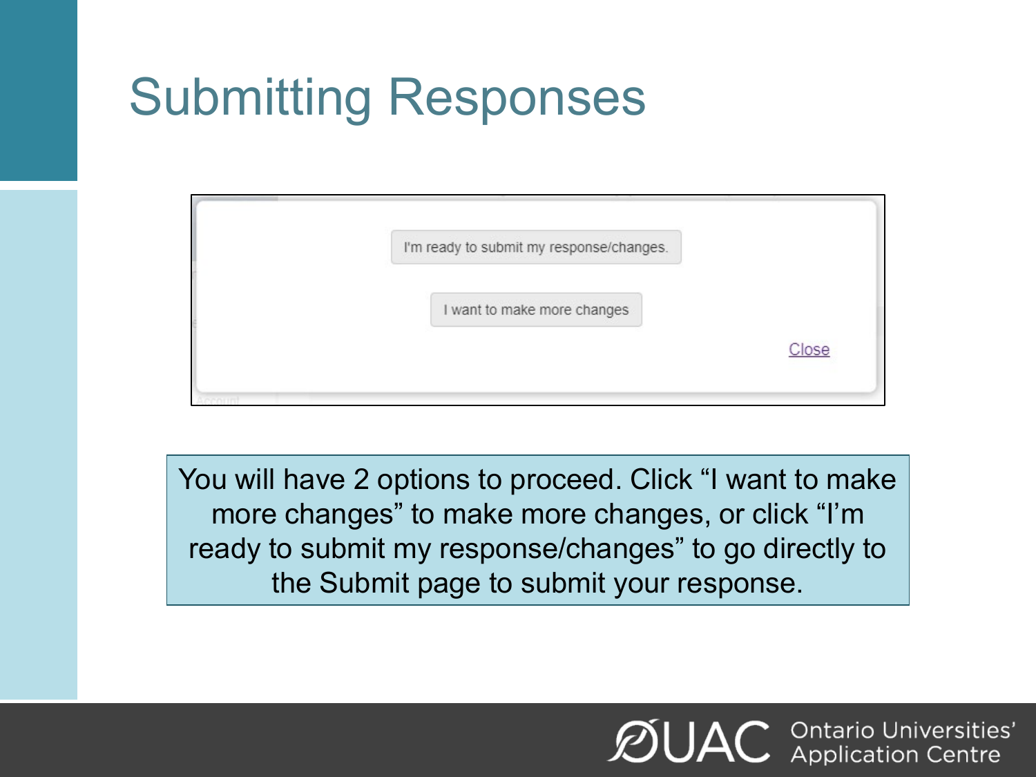# Submitting Responses

I'm ready to submit my response/changes.

I want to make more changes

Close

You will have 2 options to proceed. Click "I want to make more changes" to make more changes, or click "I'm ready to submit my response/changes" to go directly to the Submit page to submit your response.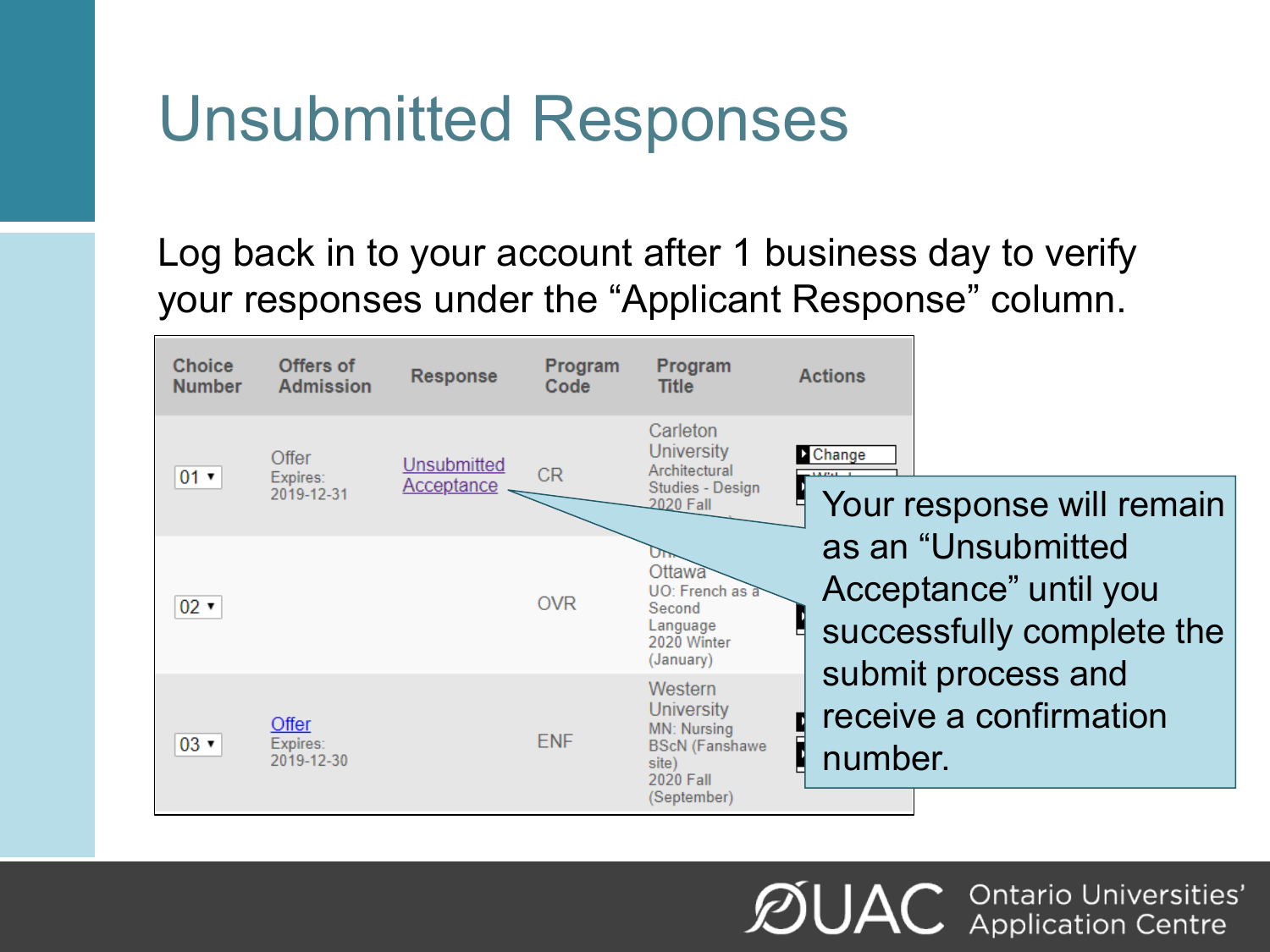# Unsubmitted Responses

Log back in to your account after 1 business day to verify your responses under the “Applicant Response” column.

| Choice Number | Offers of Admission | Response | Program Code | Program Title | Actions |
|---|---|---|---|---|---|
| 01 | Offer Expires: 2019-12-31 | Unsubmitted Acceptance | CR | Carleton University Architectural Studies - Design 2020 Fall | Change |
| 02 | | | OVR | Ottawa UO: French as a Second Language 2020 Winter (January) | |
| 03 | Offer Expires: 2019-12-30 | | ENF | Western University MN: Nursing BScN (Fanshawe site) 2020 Fall (September) | |

Your response will remain as an “Unsubmitted Acceptance” until you successfully complete the submit process and receive a confirmation number.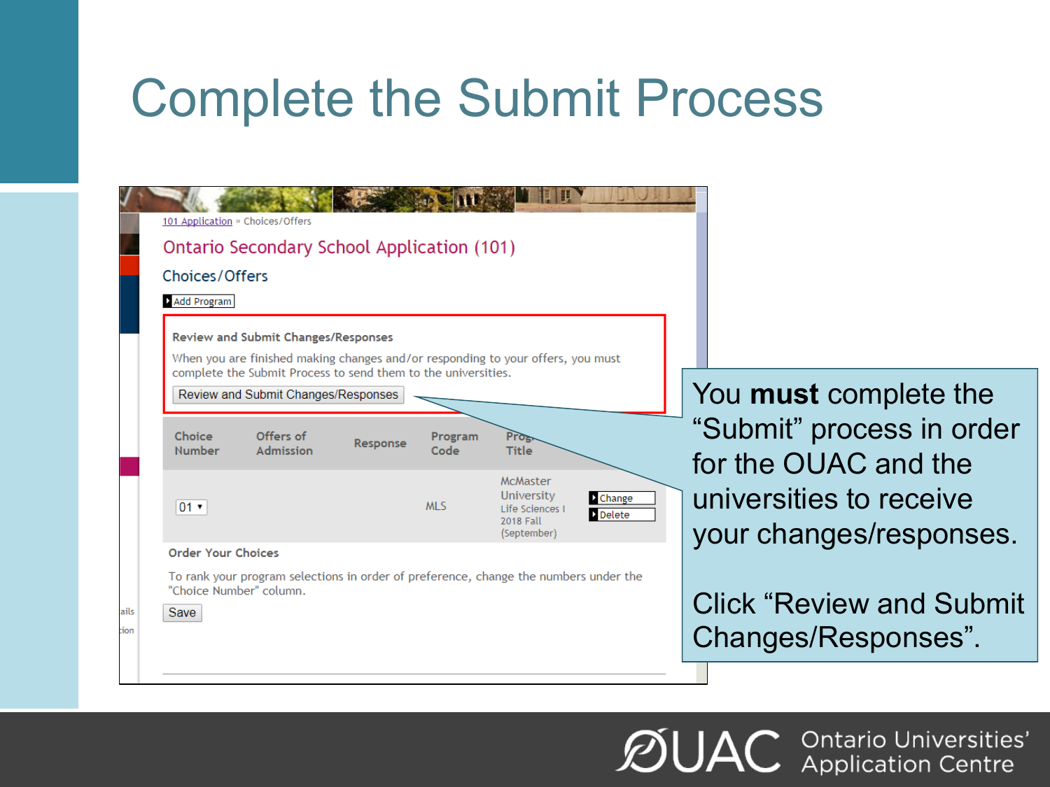# Complete the Submit Process

101 Application » Choices/Offers

## Ontario Secondary School Application (101)

### Choices/Offers

Add Program

**Review and Submit Changes/Responses**

When you are finished making changes and/or responding to your offers, you must complete the Submit Process to send them to the universities.

Review and Submit Changes/Responses

| Choice Number | Offers of Admission | Response | Program Code | Program Title | |
|---|---|---|---|---|---|
| 01 | | | MLS | McMaster University Life Sciences I 2018 Fall (September) | Change / Delete |

**Order Your Choices**

To rank your program selections in order of preference, change the numbers under the "Choice Number" column.

Save

You **must** complete the "Submit" process in order for the OUAC and the universities to receive your changes/responses.

Click "Review and Submit Changes/Responses".

OUAC Ontario Universities' Application Centre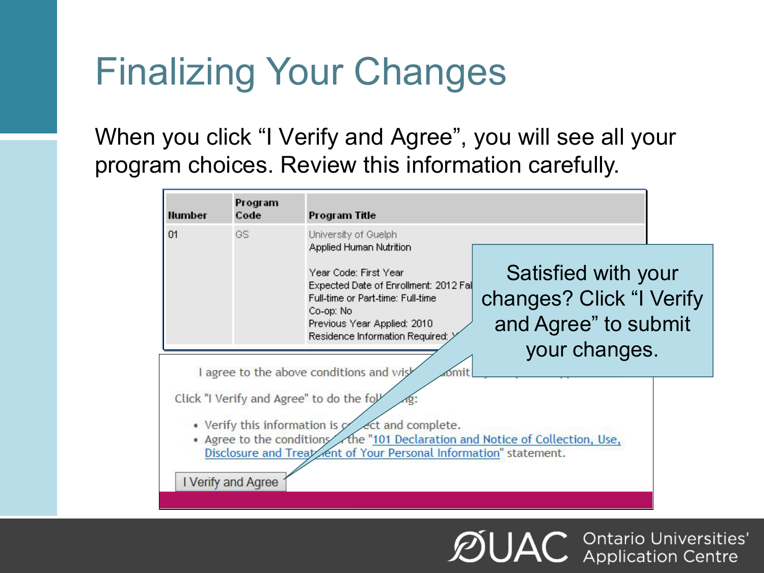# Finalizing Your Changes

When you click "I Verify and Agree", you will see all your program choices. Review this information carefully.

| Number | Program Code | Program Title |
| --- | --- | --- |
| 01 | GS | University of Guelph<br>Applied Human Nutrition<br><br>Year Code: First Year<br>Expected Date of Enrollment: 2012 Fal<br>Full-time or Part-time: Full-time<br>Co-op: No<br>Previous Year Applied: 2010<br>Residence Information Required: Y |

I agree to the above conditions and wis... ubmit

Click "I Verify and Agree" to do the fol... ng:

- Verify this information is c... ect and complete.
- Agree to the conditions ... the "101 Declaration and Notice of Collection, Use, Disclosure and Treat... ent of Your Personal Information" statement.

I Verify and Agree

Satisfied with your changes? Click "I Verify and Agree" to submit your changes.

Ontario Universities' Application Centre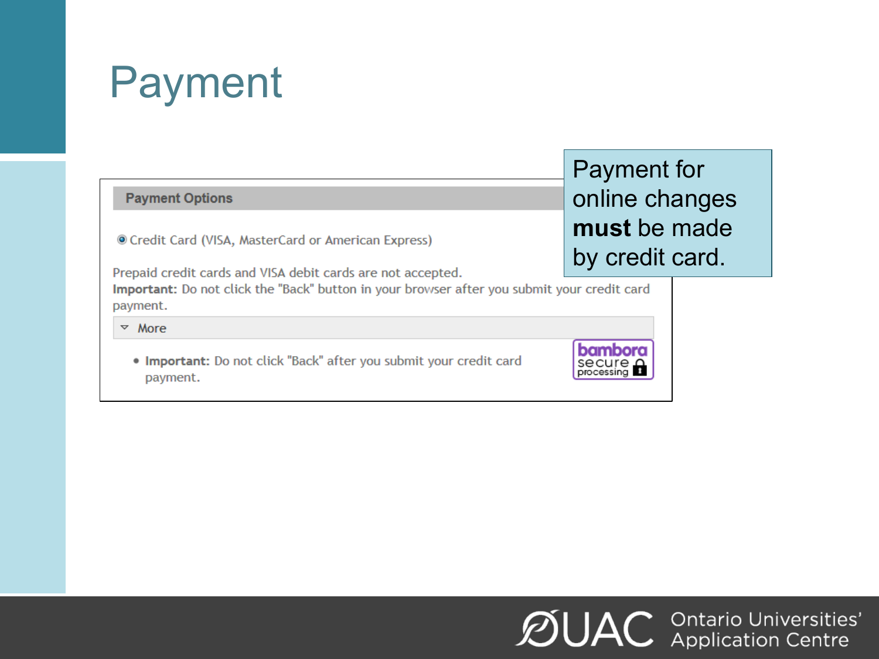# Payment

Payment for online changes **must** be made by credit card.

**Payment Options**

Credit Card (VISA, MasterCard or American Express)

Prepaid credit cards and VISA debit cards are not accepted.

**Important:** Do not click the "Back" button in your browser after you submit your credit card payment.

More

- **Important:** Do not click "Back" after you submit your credit card payment.

bambora secure processing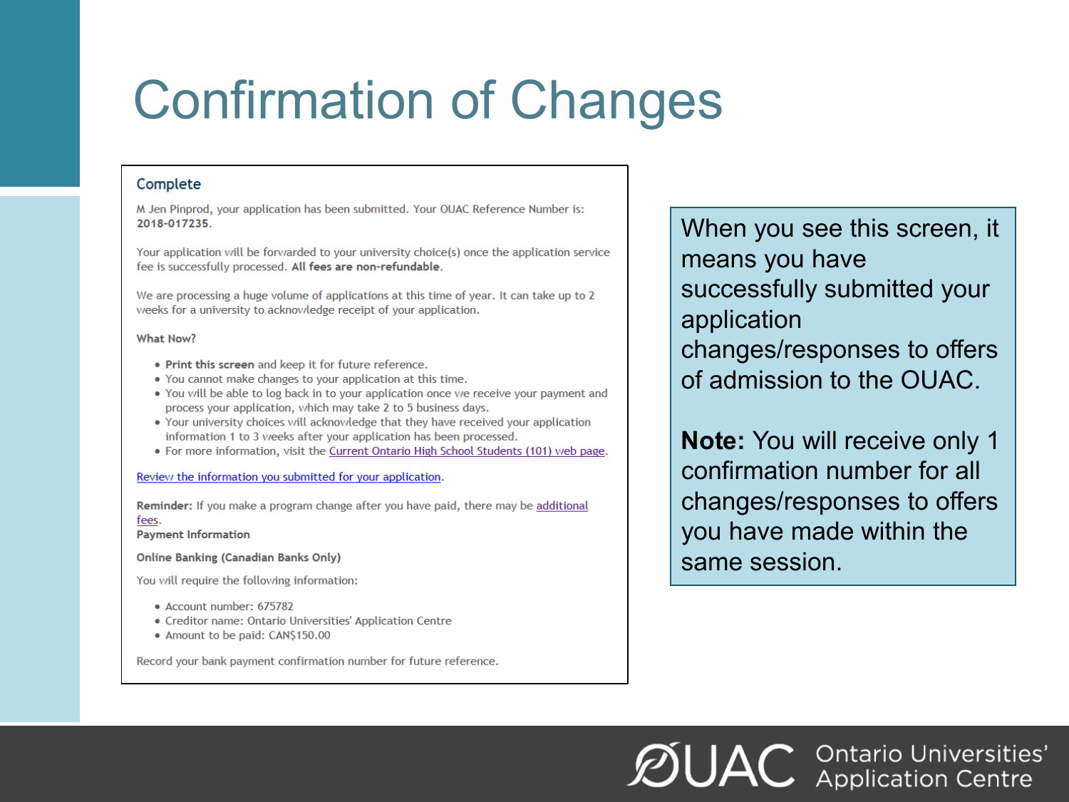# Confirmation of Changes

## Complete

M Jen Pinprod, your application has been submitted. Your OUAC Reference Number is: **2018-017235**.

Your application will be forwarded to your university choice(s) once the application service fee is successfully processed. **All fees are non-refundable**.

We are processing a huge volume of applications at this time of year. It can take up to 2 weeks for a university to acknowledge receipt of your application.

**What Now?**

- **Print this screen** and keep it for future reference.
- You cannot make changes to your application at this time.
- You will be able to log back in to your application once we receive your payment and process your application, which may take 2 to 5 business days.
- Your university choices will acknowledge that they have received your application information 1 to 3 weeks after your application has been processed.
- For more information, visit the Current Ontario High School Students (101) web page.

Review the information you submitted for your application.

**Reminder:** If you make a program change after you have paid, there may be additional fees.

**Payment Information**

**Online Banking (Canadian Banks Only)**

You will require the following information:

- Account number: 675782
- Creditor name: Ontario Universities' Application Centre
- Amount to be paid: CAN$150.00

Record your bank payment confirmation number for future reference.

When you see this screen, it means you have successfully submitted your application changes/responses to offers of admission to the OUAC.

**Note:** You will receive only 1 confirmation number for all changes/responses to offers you have made within the same session.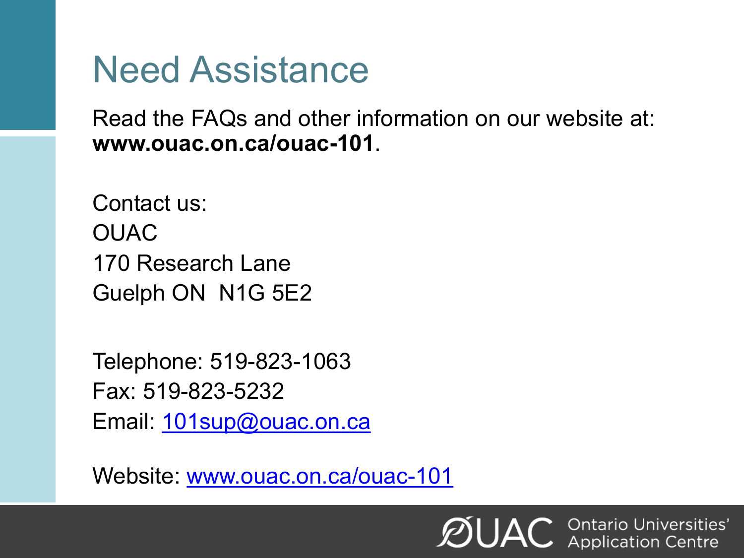# Need Assistance

Read the FAQs and other information on our website at: **www.ouac.on.ca/ouac-101**.

Contact us:
OUAC
170 Research Lane
Guelph ON  N1G 5E2

Telephone: 519-823-1063
Fax: 519-823-5232
Email: 101sup@ouac.on.ca

Website: www.ouac.on.ca/ouac-101